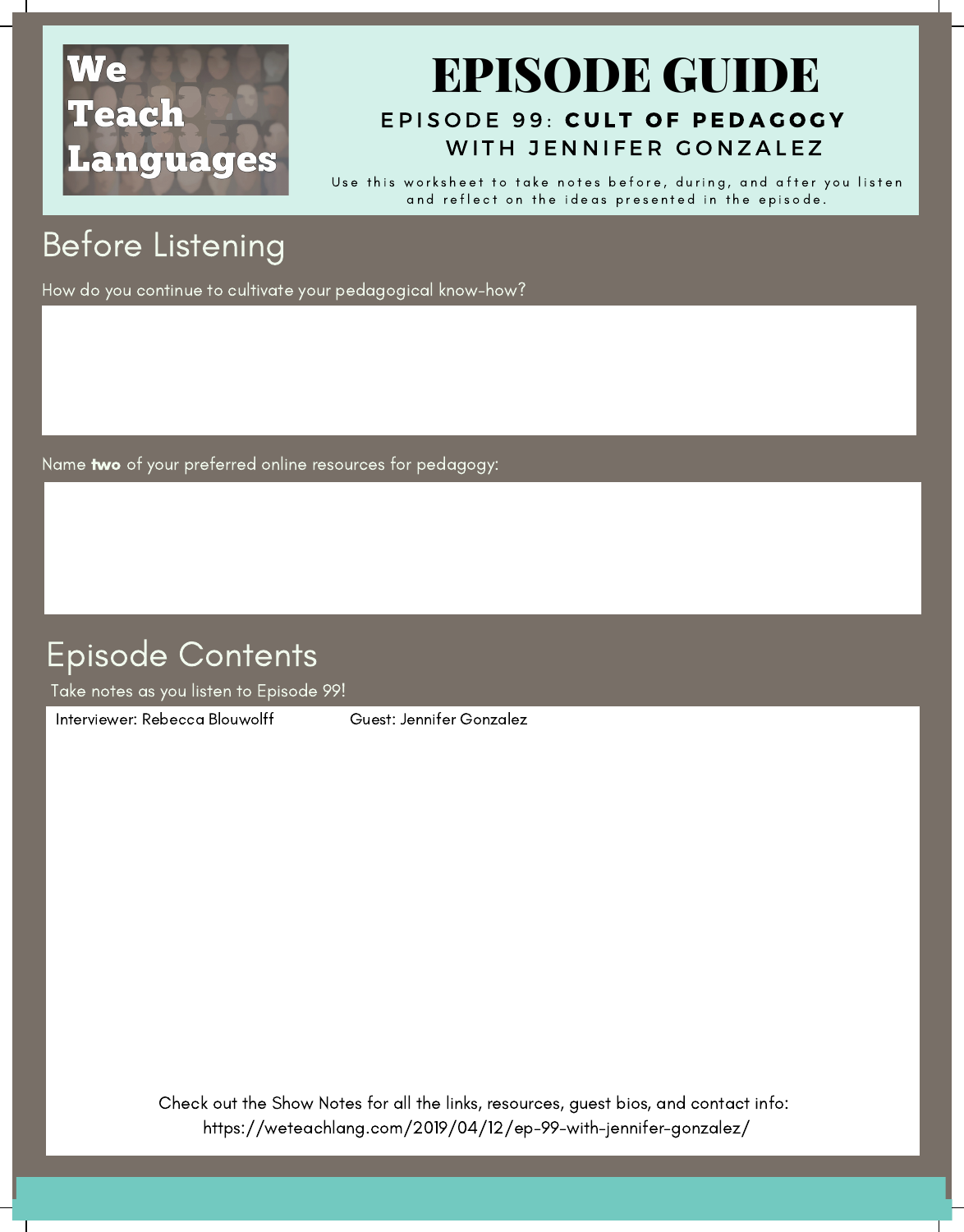We Teach Languages

# EPISODE GUIDE

### EPISODE 99: **CULT OF PEDAGOGY WITH JENNIFER GONZALEZ**

Use this worksheet to take notes before, during, and after you listen and reflect on the ideas presented in the episode.

## Before Listening

How do you continue to cultivate your pedagogical know-how?

Name **two** of your preferred online resources for pedagogy:

## Episode Contents

Take notes as you listen to Episode 99!

Interviewer: Rebecca Blouwolff

Guest: Jennifer Gonzalez

Check out the Show Notes for all the links, resources, guest bios, and contact info:
https://weteachlang.com/2019/04/12/ep-99-with-jennifer-gonzalez/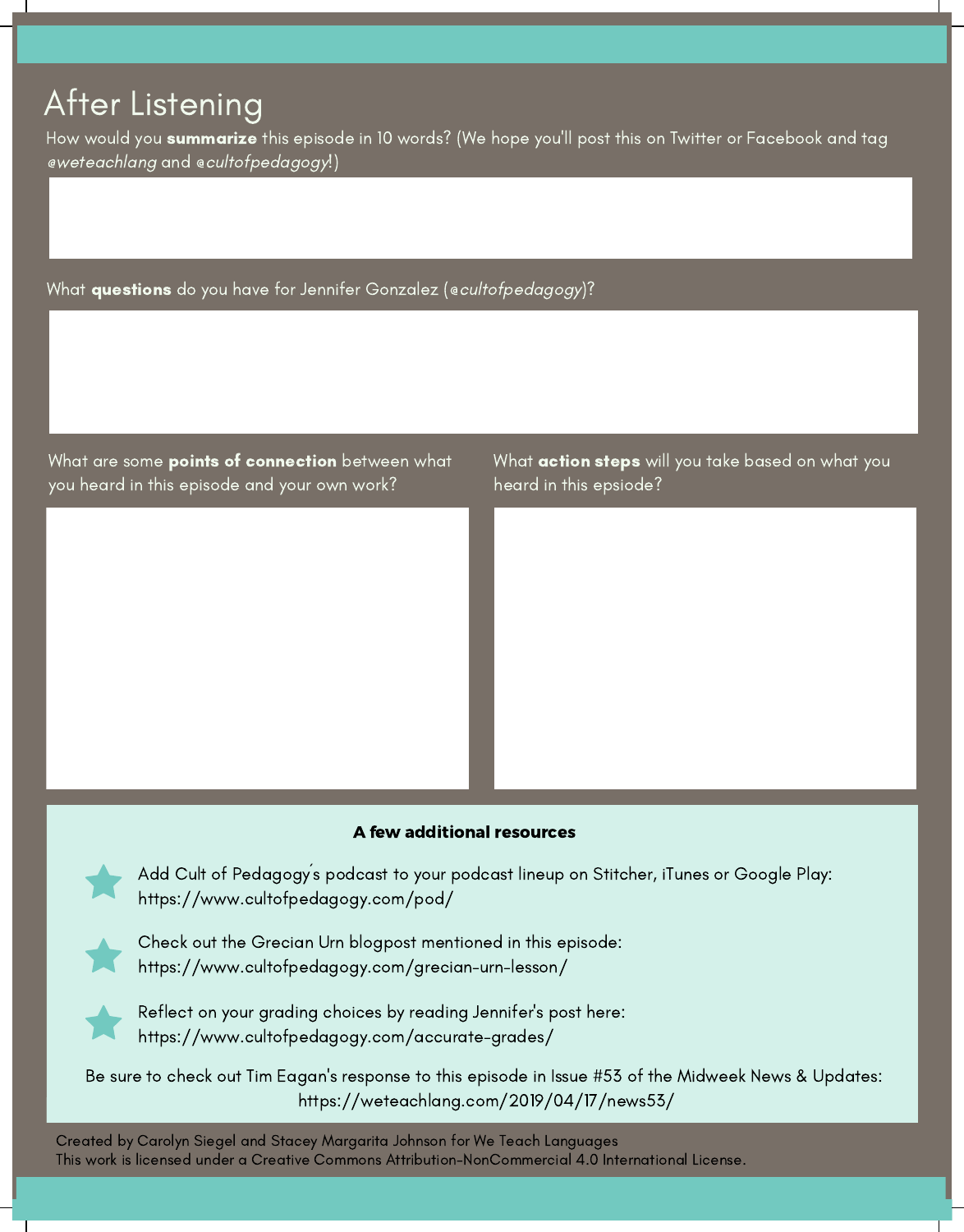# After Listening

How would you **summarize** this episode in 10 words? (We hope you'll post this on Twitter or Facebook and tag *@weteachlang* and *@cultofpedagogy*!)

What **questions** do you have for Jennifer Gonzalez (*@cultofpedagogy*)?

What are some **points of connection** between what you heard in this episode and your own work?

What **action steps** will you take based on what you heard in this epsiode?

**A few additional resources**

- Add Cult of Pedagogy's podcast to your podcast lineup on Stitcher, iTunes or Google Play: https://www.cultofpedagogy.com/pod/
- Check out the Grecian Urn blogpost mentioned in this episode: https://www.cultofpedagogy.com/grecian-urn-lesson/
- Reflect on your grading choices by reading Jennifer's post here: https://www.cultofpedagogy.com/accurate-grades/

Be sure to check out Tim Eagan's response to this episode in Issue #53 of the Midweek News & Updates: https://weteachlang.com/2019/04/17/news53/

Created by Carolyn Siegel and Stacey Margarita Johnson for We Teach Languages
This work is licensed under a Creative Commons Attribution-NonCommercial 4.0 International License.